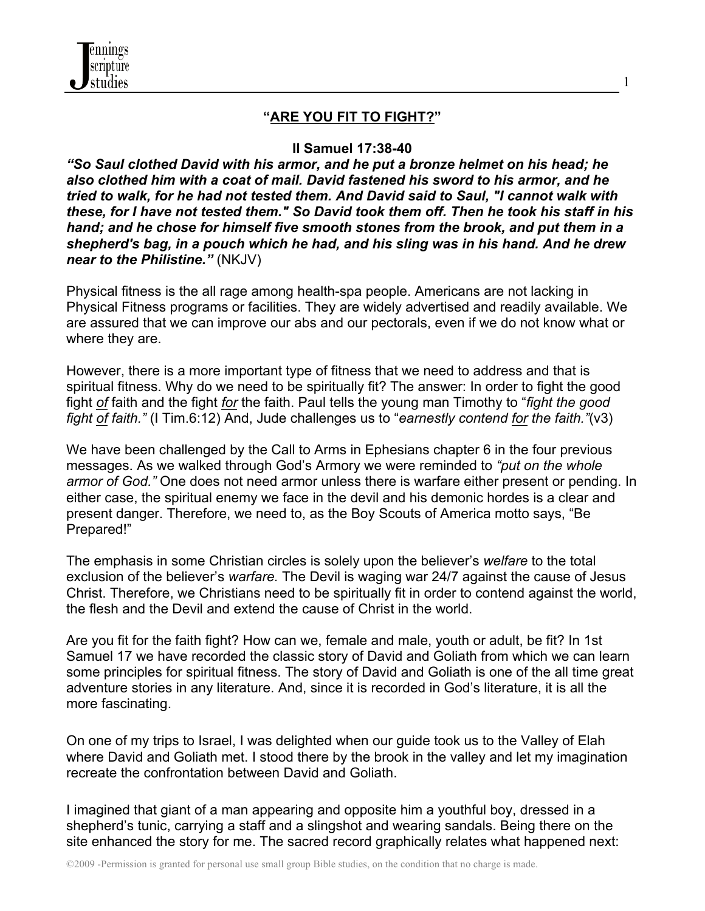# "ARE YOU FIT TO FIGHT?"

**II Samuel 17:38-40**

***"So Saul clothed David with his armor, and he put a bronze helmet on his head; he also clothed him with a coat of mail. David fastened his sword to his armor, and he tried to walk, for he had not tested them. And David said to Saul, "I cannot walk with these, for I have not tested them." So David took them off. Then he took his staff in his hand; and he chose for himself five smooth stones from the brook, and put them in a shepherd's bag, in a pouch which he had, and his sling was in his hand. And he drew near to the Philistine."*** (NKJV)

Physical fitness is the all rage among health-spa people. Americans are not lacking in Physical Fitness programs or facilities. They are widely advertised and readily available. We are assured that we can improve our abs and our pectorals, even if we do not know what or where they are.

However, there is a more important type of fitness that we need to address and that is spiritual fitness. Why do we need to be spiritually fit? The answer: In order to fight the good fight *of* faith and the fight *for* the faith. Paul tells the young man Timothy to "*fight the good fight of faith."* (I Tim.6:12) And, Jude challenges us to "*earnestly contend for the faith."*(v3)

We have been challenged by the Call to Arms in Ephesians chapter 6 in the four previous messages. As we walked through God's Armory we were reminded to *"put on the whole armor of God."* One does not need armor unless there is warfare either present or pending. In either case, the spiritual enemy we face in the devil and his demonic hordes is a clear and present danger. Therefore, we need to, as the Boy Scouts of America motto says, "Be Prepared!"

The emphasis in some Christian circles is solely upon the believer's *welfare* to the total exclusion of the believer's *warfare.* The Devil is waging war 24/7 against the cause of Jesus Christ. Therefore, we Christians need to be spiritually fit in order to contend against the world, the flesh and the Devil and extend the cause of Christ in the world.

Are you fit for the faith fight? How can we, female and male, youth or adult, be fit? In 1st Samuel 17 we have recorded the classic story of David and Goliath from which we can learn some principles for spiritual fitness. The story of David and Goliath is one of the all time great adventure stories in any literature. And, since it is recorded in God's literature, it is all the more fascinating.

On one of my trips to Israel, I was delighted when our guide took us to the Valley of Elah where David and Goliath met. I stood there by the brook in the valley and let my imagination recreate the confrontation between David and Goliath.

I imagined that giant of a man appearing and opposite him a youthful boy, dressed in a shepherd's tunic, carrying a staff and a slingshot and wearing sandals. Being there on the site enhanced the story for me. The sacred record graphically relates what happened next:

©2009 -Permission is granted for personal use small group Bible studies, on the condition that no charge is made.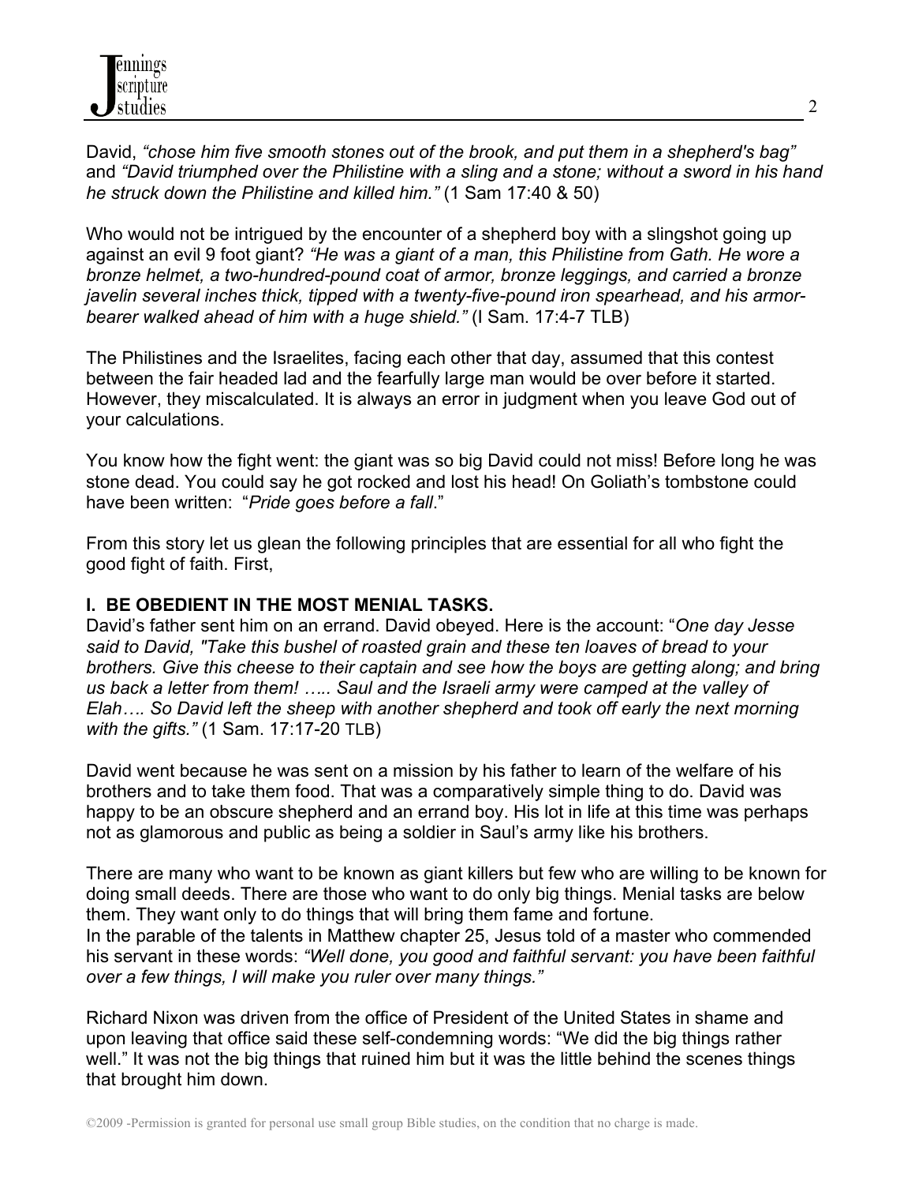David, *"chose him five smooth stones out of the brook, and put them in a shepherd's bag"* and *"David triumphed over the Philistine with a sling and a stone; without a sword in his hand he struck down the Philistine and killed him."* (1 Sam 17:40 & 50)

Who would not be intrigued by the encounter of a shepherd boy with a slingshot going up against an evil 9 foot giant? *"He was a giant of a man, this Philistine from Gath. He wore a bronze helmet, a two-hundred-pound coat of armor, bronze leggings, and carried a bronze javelin several inches thick, tipped with a twenty-five-pound iron spearhead, and his armor-bearer walked ahead of him with a huge shield."* (I Sam. 17:4-7 TLB)

The Philistines and the Israelites, facing each other that day, assumed that this contest between the fair headed lad and the fearfully large man would be over before it started. However, they miscalculated. It is always an error in judgment when you leave God out of your calculations.

You know how the fight went: the giant was so big David could not miss! Before long he was stone dead. You could say he got rocked and lost his head! On Goliath's tombstone could have been written: "*Pride goes before a fall*."

From this story let us glean the following principles that are essential for all who fight the good fight of faith. First,

**I. BE OBEDIENT IN THE MOST MENIAL TASKS.**

David's father sent him on an errand. David obeyed. Here is the account: "*One day Jesse said to David, "Take this bushel of roasted grain and these ten loaves of bread to your brothers. Give this cheese to their captain and see how the boys are getting along; and bring us back a letter from them! ….. Saul and the Israeli army were camped at the valley of Elah…. So David left the sheep with another shepherd and took off early the next morning with the gifts."* (1 Sam. 17:17-20 TLB)

David went because he was sent on a mission by his father to learn of the welfare of his brothers and to take them food. That was a comparatively simple thing to do. David was happy to be an obscure shepherd and an errand boy. His lot in life at this time was perhaps not as glamorous and public as being a soldier in Saul's army like his brothers.

There are many who want to be known as giant killers but few who are willing to be known for doing small deeds. There are those who want to do only big things. Menial tasks are below them. They want only to do things that will bring them fame and fortune.
In the parable of the talents in Matthew chapter 25, Jesus told of a master who commended his servant in these words: *"Well done, you good and faithful servant: you have been faithful over a few things, I will make you ruler over many things."*

Richard Nixon was driven from the office of President of the United States in shame and upon leaving that office said these self-condemning words: "We did the big things rather well." It was not the big things that ruined him but it was the little behind the scenes things that brought him down.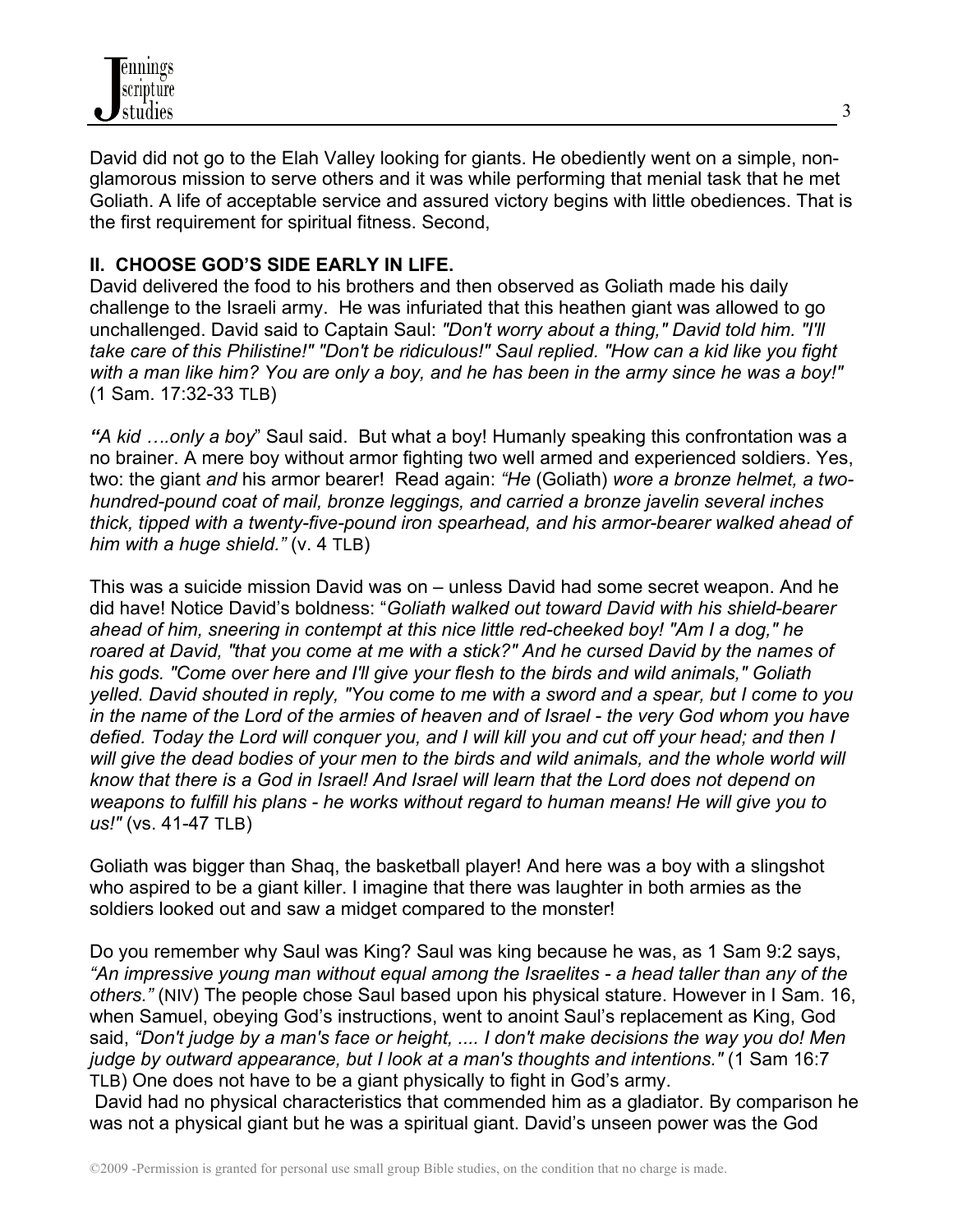David did not go to the Elah Valley looking for giants. He obediently went on a simple, non-glamorous mission to serve others and it was while performing that menial task that he met Goliath. A life of acceptable service and assured victory begins with little obediences. That is the first requirement for spiritual fitness. Second,

## II. CHOOSE GOD'S SIDE EARLY IN LIFE.

David delivered the food to his brothers and then observed as Goliath made his daily challenge to the Israeli army. He was infuriated that this heathen giant was allowed to go unchallenged. David said to Captain Saul: *"Don't worry about a thing," David told him. "I'll take care of this Philistine!" "Don't be ridiculous!" Saul replied. "How can a kid like you fight with a man like him? You are only a boy, and he has been in the army since he was a boy!"* (1 Sam. 17:32-33 TLB)

***"****A kid ….only a boy*" Saul said. But what a boy! Humanly speaking this confrontation was a no brainer. A mere boy without armor fighting two well armed and experienced soldiers. Yes, two: the giant *and* his armor bearer! Read again: *"He* (Goliath) *wore a bronze helmet, a two-hundred-pound coat of mail, bronze leggings, and carried a bronze javelin several inches thick, tipped with a twenty-five-pound iron spearhead, and his armor-bearer walked ahead of him with a huge shield."* (v. 4 TLB)

This was a suicide mission David was on – unless David had some secret weapon. And he did have! Notice David's boldness: "*Goliath walked out toward David with his shield-bearer ahead of him, sneering in contempt at this nice little red-cheeked boy! "Am I a dog," he roared at David, "that you come at me with a stick?" And he cursed David by the names of his gods. "Come over here and I'll give your flesh to the birds and wild animals," Goliath yelled. David shouted in reply, "You come to me with a sword and a spear, but I come to you in the name of the Lord of the armies of heaven and of Israel - the very God whom you have defied. Today the Lord will conquer you, and I will kill you and cut off your head; and then I will give the dead bodies of your men to the birds and wild animals, and the whole world will know that there is a God in Israel! And Israel will learn that the Lord does not depend on weapons to fulfill his plans - he works without regard to human means! He will give you to us!"* (vs. 41-47 TLB)

Goliath was bigger than Shaq, the basketball player! And here was a boy with a slingshot who aspired to be a giant killer. I imagine that there was laughter in both armies as the soldiers looked out and saw a midget compared to the monster!

Do you remember why Saul was King? Saul was king because he was, as 1 Sam 9:2 says, *"An impressive young man without equal among the Israelites - a head taller than any of the others."* (NIV) The people chose Saul based upon his physical stature. However in I Sam. 16, when Samuel, obeying God's instructions, went to anoint Saul's replacement as King, God said, *"Don't judge by a man's face or height, .... I don't make decisions the way you do! Men judge by outward appearance, but I look at a man's thoughts and intentions."* (1 Sam 16:7 TLB) One does not have to be a giant physically to fight in God's army.

David had no physical characteristics that commended him as a gladiator. By comparison he was not a physical giant but he was a spiritual giant. David's unseen power was the God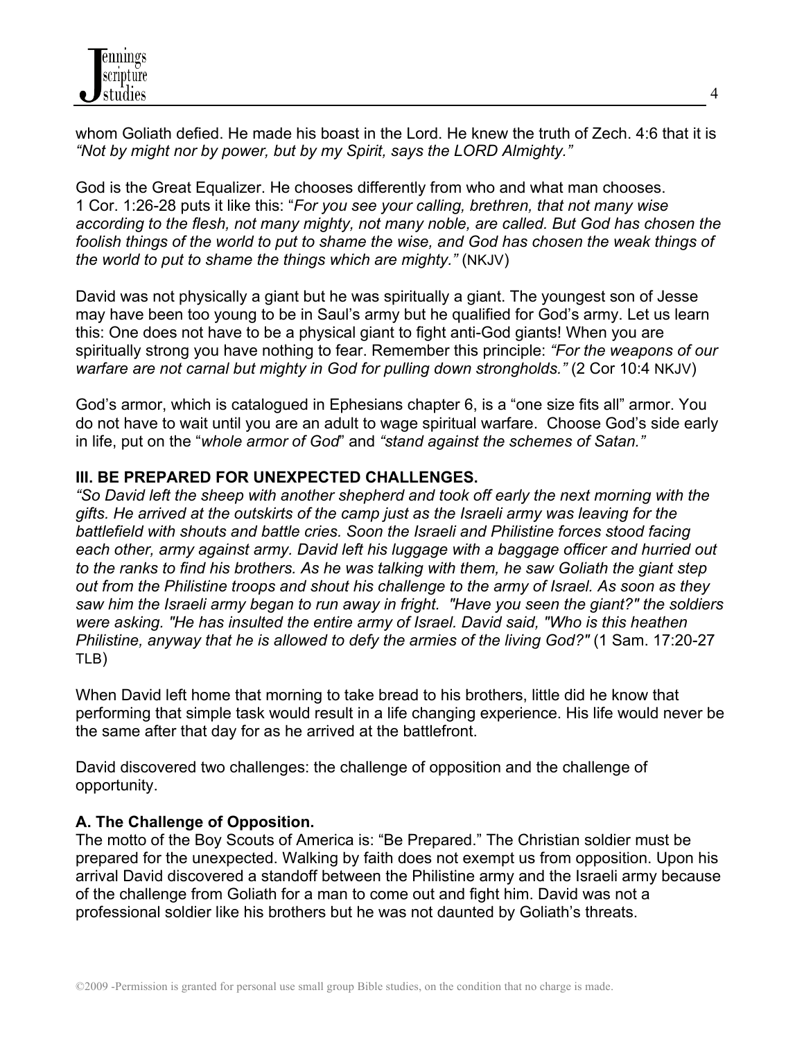whom Goliath defied. He made his boast in the Lord. He knew the truth of Zech. 4:6 that it is *"Not by might nor by power, but by my Spirit, says the LORD Almighty."*

God is the Great Equalizer. He chooses differently from who and what man chooses. 1 Cor. 1:26-28 puts it like this: "*For you see your calling, brethren, that not many wise according to the flesh, not many mighty, not many noble, are called. But God has chosen the foolish things of the world to put to shame the wise, and God has chosen the weak things of the world to put to shame the things which are mighty."* (NKJV)

David was not physically a giant but he was spiritually a giant. The youngest son of Jesse may have been too young to be in Saul's army but he qualified for God's army. Let us learn this: One does not have to be a physical giant to fight anti-God giants! When you are spiritually strong you have nothing to fear. Remember this principle: *"For the weapons of our warfare are not carnal but mighty in God for pulling down strongholds."* (2 Cor 10:4 NKJV)

God's armor, which is catalogued in Ephesians chapter 6, is a "one size fits all" armor. You do not have to wait until you are an adult to wage spiritual warfare. Choose God's side early in life, put on the "*whole armor of God*" and *"stand against the schemes of Satan."*

**III. BE PREPARED FOR UNEXPECTED CHALLENGES.**

*"So David left the sheep with another shepherd and took off early the next morning with the gifts. He arrived at the outskirts of the camp just as the Israeli army was leaving for the battlefield with shouts and battle cries. Soon the Israeli and Philistine forces stood facing each other, army against army. David left his luggage with a baggage officer and hurried out to the ranks to find his brothers. As he was talking with them, he saw Goliath the giant step out from the Philistine troops and shout his challenge to the army of Israel. As soon as they saw him the Israeli army began to run away in fright. "Have you seen the giant?" the soldiers were asking. "He has insulted the entire army of Israel. David said, "Who is this heathen Philistine, anyway that he is allowed to defy the armies of the living God?"* (1 Sam. 17:20-27 TLB)

When David left home that morning to take bread to his brothers, little did he know that performing that simple task would result in a life changing experience. His life would never be the same after that day for as he arrived at the battlefront.

David discovered two challenges: the challenge of opposition and the challenge of opportunity.

**A. The Challenge of Opposition.**

The motto of the Boy Scouts of America is: "Be Prepared." The Christian soldier must be prepared for the unexpected. Walking by faith does not exempt us from opposition. Upon his arrival David discovered a standoff between the Philistine army and the Israeli army because of the challenge from Goliath for a man to come out and fight him. David was not a professional soldier like his brothers but he was not daunted by Goliath's threats.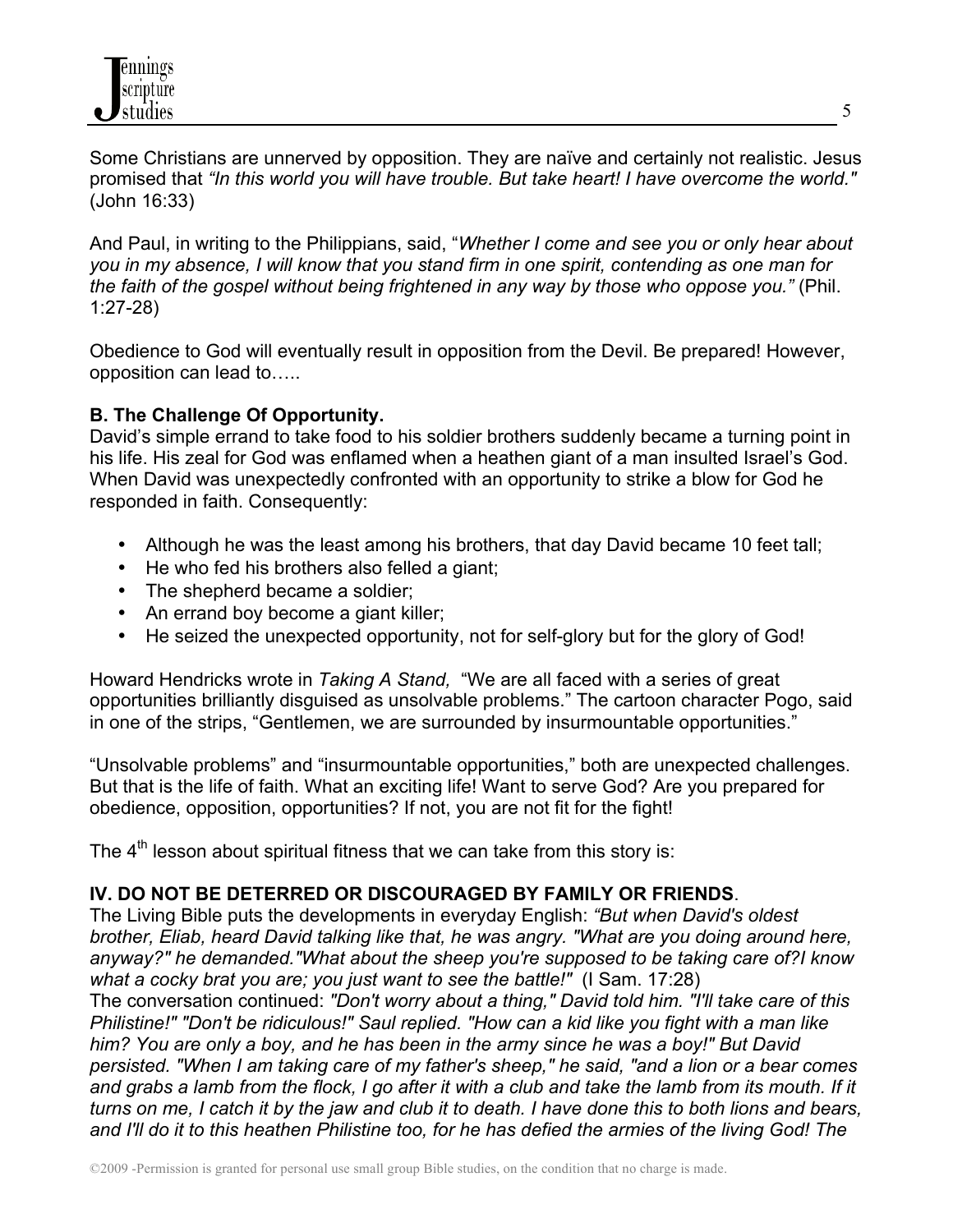Some Christians are unnerved by opposition. They are naïve and certainly not realistic. Jesus promised that *"In this world you will have trouble. But take heart! I have overcome the world."* (John 16:33)

And Paul, in writing to the Philippians, said, "*Whether I come and see you or only hear about you in my absence, I will know that you stand firm in one spirit, contending as one man for the faith of the gospel without being frightened in any way by those who oppose you."* (Phil. 1:27-28)

Obedience to God will eventually result in opposition from the Devil. Be prepared! However, opposition can lead to…..

**B. The Challenge Of Opportunity.**
David's simple errand to take food to his soldier brothers suddenly became a turning point in his life. His zeal for God was enflamed when a heathen giant of a man insulted Israel's God. When David was unexpectedly confronted with an opportunity to strike a blow for God he responded in faith. Consequently:

- Although he was the least among his brothers, that day David became 10 feet tall;
- He who fed his brothers also felled a giant;
- The shepherd became a soldier;
- An errand boy become a giant killer;
- He seized the unexpected opportunity, not for self-glory but for the glory of God!

Howard Hendricks wrote in *Taking A Stand,* "We are all faced with a series of great opportunities brilliantly disguised as unsolvable problems." The cartoon character Pogo, said in one of the strips, "Gentlemen, we are surrounded by insurmountable opportunities."

"Unsolvable problems" and "insurmountable opportunities," both are unexpected challenges. But that is the life of faith. What an exciting life! Want to serve God? Are you prepared for obedience, opposition, opportunities? If not, you are not fit for the fight!

The 4th lesson about spiritual fitness that we can take from this story is:

**IV. DO NOT BE DETERRED OR DISCOURAGED BY FAMILY OR FRIENDS**.
The Living Bible puts the developments in everyday English: *"But when David's oldest brother, Eliab, heard David talking like that, he was angry. "What are you doing around here, anyway?" he demanded."What about the sheep you're supposed to be taking care of?I know what a cocky brat you are; you just want to see the battle!"* (I Sam. 17:28)
The conversation continued: *"Don't worry about a thing," David told him. "I'll take care of this Philistine!" "Don't be ridiculous!" Saul replied. "How can a kid like you fight with a man like him? You are only a boy, and he has been in the army since he was a boy!" But David persisted. "When I am taking care of my father's sheep," he said, "and a lion or a bear comes and grabs a lamb from the flock, I go after it with a club and take the lamb from its mouth. If it turns on me, I catch it by the jaw and club it to death. I have done this to both lions and bears, and I'll do it to this heathen Philistine too, for he has defied the armies of the living God! The*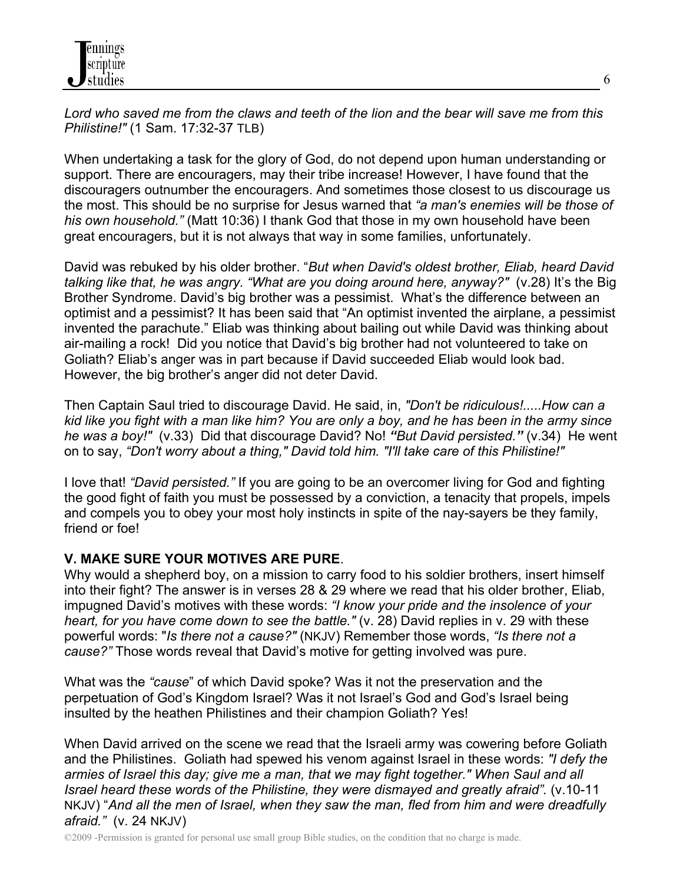*Lord who saved me from the claws and teeth of the lion and the bear will save me from this Philistine!"* (1 Sam. 17:32-37 TLB)

When undertaking a task for the glory of God, do not depend upon human understanding or support. There are encouragers, may their tribe increase! However, I have found that the discouragers outnumber the encouragers. And sometimes those closest to us discourage us the most. This should be no surprise for Jesus warned that *"a man's enemies will be those of his own household."* (Matt 10:36) I thank God that those in my own household have been great encouragers, but it is not always that way in some families, unfortunately.

David was rebuked by his older brother. "*But when David's oldest brother, Eliab, heard David talking like that, he was angry. "What are you doing around here, anyway?"* (v.28) It's the Big Brother Syndrome. David's big brother was a pessimist. What's the difference between an optimist and a pessimist? It has been said that "An optimist invented the airplane, a pessimist invented the parachute." Eliab was thinking about bailing out while David was thinking about air-mailing a rock! Did you notice that David's big brother had not volunteered to take on Goliath? Eliab's anger was in part because if David succeeded Eliab would look bad. However, the big brother's anger did not deter David.

Then Captain Saul tried to discourage David. He said, in, *"Don't be ridiculous!.....How can a kid like you fight with a man like him? You are only a boy, and he has been in the army since he was a boy!"* (v.33) Did that discourage David? No! ***"But David persisted."*** (v.34) He went on to say, *"Don't worry about a thing," David told him. "I'll take care of this Philistine!"*

I love that! *"David persisted."* If you are going to be an overcomer living for God and fighting the good fight of faith you must be possessed by a conviction, a tenacity that propels, impels and compels you to obey your most holy instincts in spite of the nay-sayers be they family, friend or foe!

**V. MAKE SURE YOUR MOTIVES ARE PURE**.

Why would a shepherd boy, on a mission to carry food to his soldier brothers, insert himself into their fight? The answer is in verses 28 & 29 where we read that his older brother, Eliab, impugned David's motives with these words: *"I know your pride and the insolence of your heart, for you have come down to see the battle."* (v. 28) David replies in v. 29 with these powerful words: "*Is there not a cause?"* (NKJV) Remember those words, *"Is there not a cause?"* Those words reveal that David's motive for getting involved was pure.

What was the *"cause*" of which David spoke? Was it not the preservation and the perpetuation of God's Kingdom Israel? Was it not Israel's God and God's Israel being insulted by the heathen Philistines and their champion Goliath? Yes!

When David arrived on the scene we read that the Israeli army was cowering before Goliath and the Philistines. Goliath had spewed his venom against Israel in these words: *"I defy the armies of Israel this day; give me a man, that we may fight together." When Saul and all Israel heard these words of the Philistine, they were dismayed and greatly afraid".* (v.10-11 NKJV) "*And all the men of Israel, when they saw the man, fled from him and were dreadfully afraid."* (v. 24 NKJV)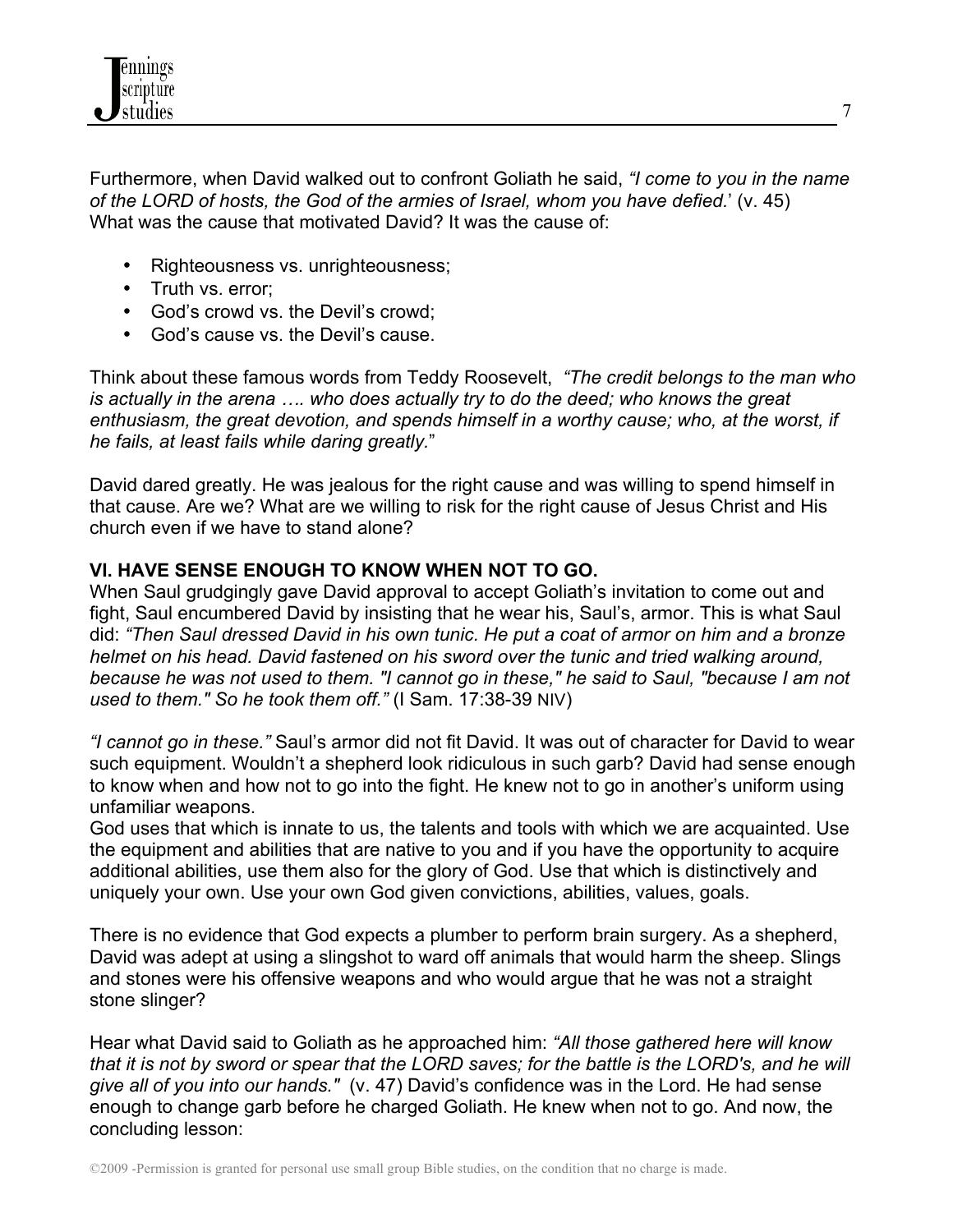Furthermore, when David walked out to confront Goliath he said, *"I come to you in the name of the LORD of hosts, the God of the armies of Israel, whom you have defied.*' (v. 45) What was the cause that motivated David? It was the cause of:

- Righteousness vs. unrighteousness;
- Truth vs. error;
- God's crowd vs. the Devil's crowd;
- God's cause vs. the Devil's cause.

Think about these famous words from Teddy Roosevelt, *"The credit belongs to the man who is actually in the arena …. who does actually try to do the deed; who knows the great enthusiasm, the great devotion, and spends himself in a worthy cause; who, at the worst, if he fails, at least fails while daring greatly.*"

David dared greatly. He was jealous for the right cause and was willing to spend himself in that cause. Are we? What are we willing to risk for the right cause of Jesus Christ and His church even if we have to stand alone?

**VI. HAVE SENSE ENOUGH TO KNOW WHEN NOT TO GO.**

When Saul grudgingly gave David approval to accept Goliath's invitation to come out and fight, Saul encumbered David by insisting that he wear his, Saul's, armor. This is what Saul did: *"Then Saul dressed David in his own tunic. He put a coat of armor on him and a bronze helmet on his head. David fastened on his sword over the tunic and tried walking around, because he was not used to them. "I cannot go in these," he said to Saul, "because I am not used to them." So he took them off."* (I Sam. 17:38-39 NIV)

*"I cannot go in these."* Saul's armor did not fit David. It was out of character for David to wear such equipment. Wouldn't a shepherd look ridiculous in such garb? David had sense enough to know when and how not to go into the fight. He knew not to go in another's uniform using unfamiliar weapons.

God uses that which is innate to us, the talents and tools with which we are acquainted. Use the equipment and abilities that are native to you and if you have the opportunity to acquire additional abilities, use them also for the glory of God. Use that which is distinctively and uniquely your own. Use your own God given convictions, abilities, values, goals.

There is no evidence that God expects a plumber to perform brain surgery. As a shepherd, David was adept at using a slingshot to ward off animals that would harm the sheep. Slings and stones were his offensive weapons and who would argue that he was not a straight stone slinger?

Hear what David said to Goliath as he approached him: *"All those gathered here will know that it is not by sword or spear that the LORD saves; for the battle is the LORD's, and he will give all of you into our hands."* (v. 47) David's confidence was in the Lord. He had sense enough to change garb before he charged Goliath. He knew when not to go. And now, the concluding lesson:

©2009 -Permission is granted for personal use small group Bible studies, on the condition that no charge is made.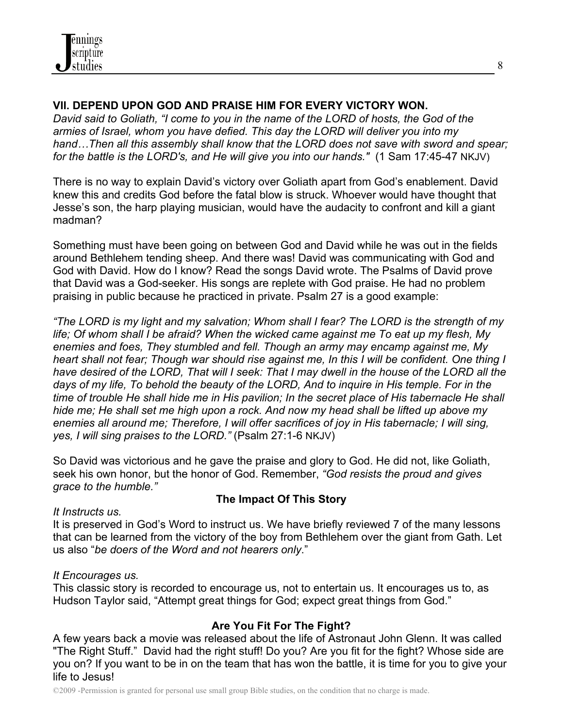## VII. DEPEND UPON GOD AND PRAISE HIM FOR EVERY VICTORY WON.

*David said to Goliath, "I come to you in the name of the LORD of hosts, the God of the armies of Israel, whom you have defied. This day the LORD will deliver you into my hand…Then all this assembly shall know that the LORD does not save with sword and spear; for the battle is the LORD's, and He will give you into our hands."* (1 Sam 17:45-47 NKJV)

There is no way to explain David's victory over Goliath apart from God's enablement. David knew this and credits God before the fatal blow is struck. Whoever would have thought that Jesse's son, the harp playing musician, would have the audacity to confront and kill a giant madman?

Something must have been going on between God and David while he was out in the fields around Bethlehem tending sheep. And there was! David was communicating with God and God with David. How do I know? Read the songs David wrote. The Psalms of David prove that David was a God-seeker. His songs are replete with God praise. He had no problem praising in public because he practiced in private. Psalm 27 is a good example:

*"The LORD is my light and my salvation; Whom shall I fear? The LORD is the strength of my life; Of whom shall I be afraid? When the wicked came against me To eat up my flesh, My enemies and foes, They stumbled and fell. Though an army may encamp against me, My heart shall not fear; Though war should rise against me, In this I will be confident. One thing I have desired of the LORD, That will I seek: That I may dwell in the house of the LORD all the days of my life, To behold the beauty of the LORD, And to inquire in His temple. For in the time of trouble He shall hide me in His pavilion; In the secret place of His tabernacle He shall hide me; He shall set me high upon a rock. And now my head shall be lifted up above my enemies all around me; Therefore, I will offer sacrifices of joy in His tabernacle; I will sing, yes, I will sing praises to the LORD."* (Psalm 27:1-6 NKJV)

So David was victorious and he gave the praise and glory to God. He did not, like Goliath, seek his own honor, but the honor of God. Remember, *"God resists the proud and gives grace to the humble."*

### The Impact Of This Story

*It Instructs us.*
It is preserved in God's Word to instruct us. We have briefly reviewed 7 of the many lessons that can be learned from the victory of the boy from Bethlehem over the giant from Gath. Let us also "*be doers of the Word and not hearers only*."

*It Encourages us.*
This classic story is recorded to encourage us, not to entertain us. It encourages us to, as Hudson Taylor said, "Attempt great things for God; expect great things from God."

### Are You Fit For The Fight?

A few years back a movie was released about the life of Astronaut John Glenn. It was called "The Right Stuff." David had the right stuff! Do you? Are you fit for the fight? Whose side are you on? If you want to be in on the team that has won the battle, it is time for you to give your life to Jesus!

©2009 -Permission is granted for personal use small group Bible studies, on the condition that no charge is made.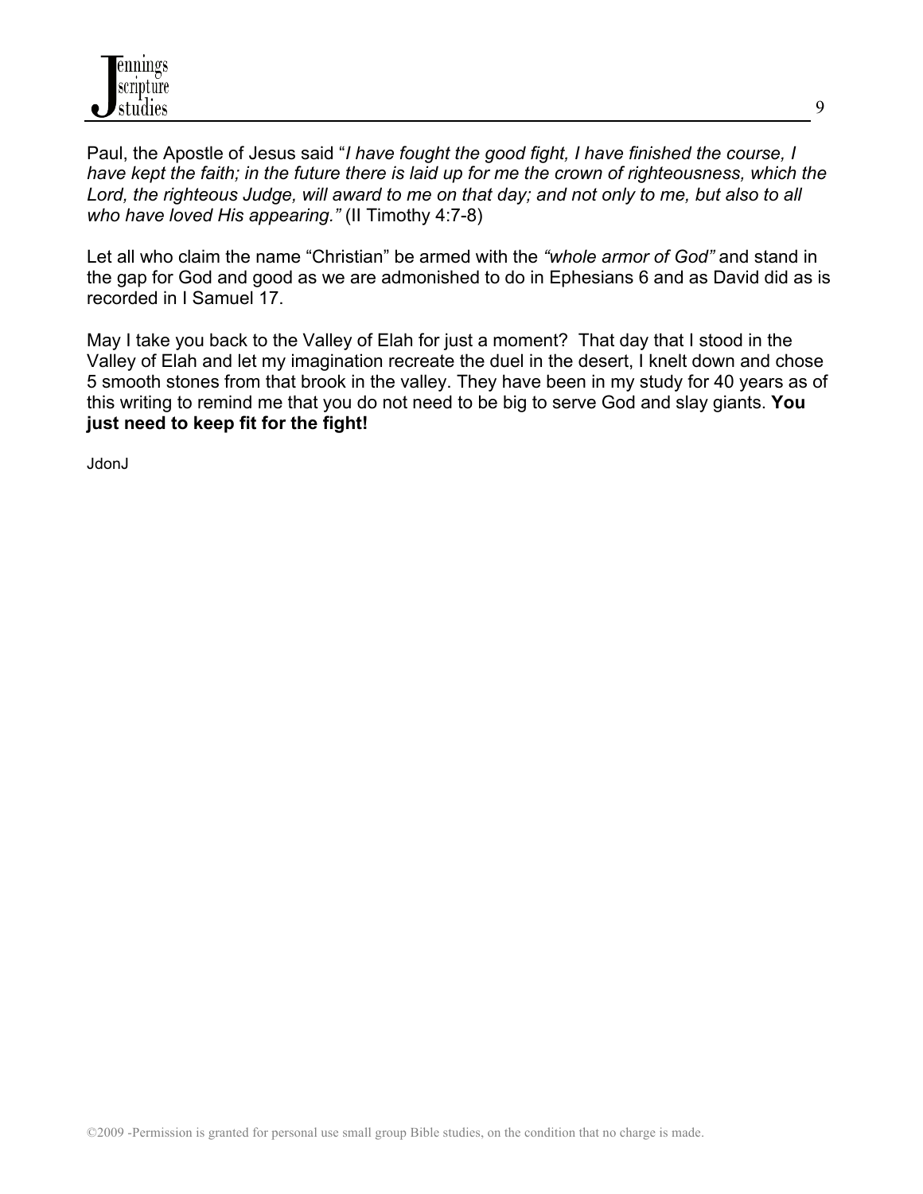Paul, the Apostle of Jesus said "*I have fought the good fight, I have finished the course, I have kept the faith; in the future there is laid up for me the crown of righteousness, which the Lord, the righteous Judge, will award to me on that day; and not only to me, but also to all who have loved His appearing."* (II Timothy 4:7-8)

Let all who claim the name "Christian" be armed with the *"whole armor of God"* and stand in the gap for God and good as we are admonished to do in Ephesians 6 and as David did as is recorded in I Samuel 17.

May I take you back to the Valley of Elah for just a moment? That day that I stood in the Valley of Elah and let my imagination recreate the duel in the desert, I knelt down and chose 5 smooth stones from that brook in the valley. They have been in my study for 40 years as of this writing to remind me that you do not need to be big to serve God and slay giants. **You just need to keep fit for the fight!**

JdonJ

©2009 -Permission is granted for personal use small group Bible studies, on the condition that no charge is made.